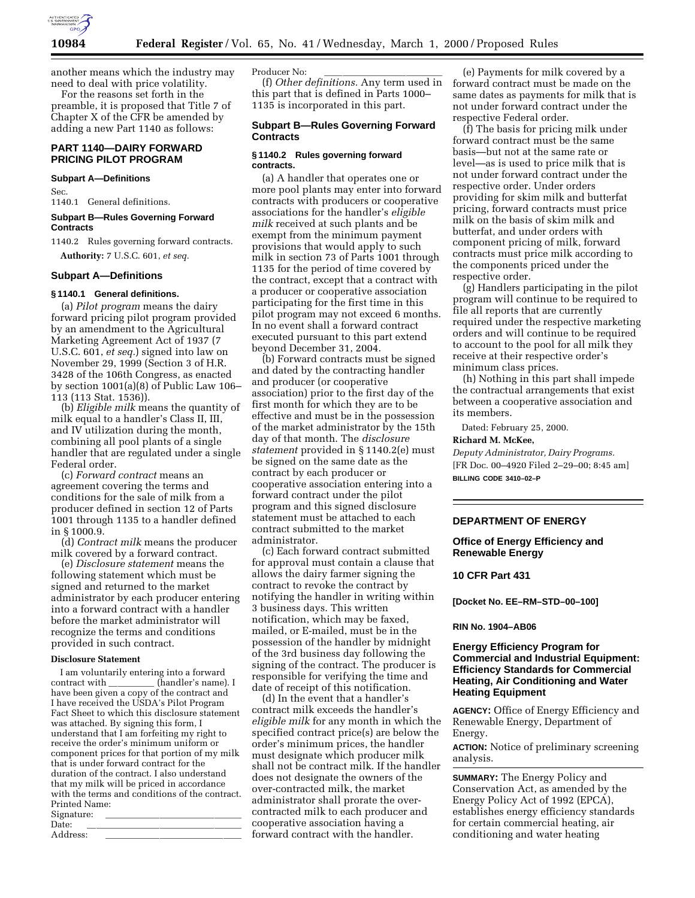another means which the industry may need to deal with price volatility.

For the reasons set forth in the preamble, it is proposed that Title 7 of Chapter X of the CFR be amended by adding a new Part 1140 as follows:

## PART 1140—DAIRY FORWARD PRICING PILOT PROGRAM

**Subpart A—Definitions**

Sec.
1140.1 General definitions.

**Subpart B—Rules Governing Forward Contracts**

1140.2 Rules governing forward contracts.

**Authority:** 7 U.S.C. 601, *et seq.*

### Subpart A—Definitions

#### § 1140.1 General definitions.

(a) *Pilot program* means the dairy forward pricing pilot program provided by an amendment to the Agricultural Marketing Agreement Act of 1937 (7 U.S.C. 601, *et seq.*) signed into law on November 29, 1999 (Section 3 of H.R. 3428 of the 106th Congress, as enacted by section 1001(a)(8) of Public Law 106–113 (113 Stat. 1536)).

(b) *Eligible milk* means the quantity of milk equal to a handler's Class II, III, and IV utilization during the month, combining all pool plants of a single handler that are regulated under a single Federal order.

(c) *Forward contract* means an agreement covering the terms and conditions for the sale of milk from a producer defined in section 12 of Parts 1001 through 1135 to a handler defined in § 1000.9.

(d) *Contract milk* means the producer milk covered by a forward contract.

(e) *Disclosure statement* means the following statement which must be signed and returned to the market administrator by each producer entering into a forward contract with a handler before the market administrator will recognize the terms and conditions provided in such contract.

**Disclosure Statement**

I am voluntarily entering into a forward contract with _________ (handler's name). I have been given a copy of the contract and I have received the USDA's Pilot Program Fact Sheet to which this disclosure statement was attached. By signing this form, I understand that I am forfeiting my right to receive the order's minimum uniform or component prices for that portion of my milk that is under forward contract for the duration of the contract. I also understand that my milk will be priced in accordance with the terms and conditions of the contract.

Printed Name:
Signature: ____________________
Date: ____________________
Address: ____________________
Producer No: ____________________

(f) *Other definitions.* Any term used in this part that is defined in Parts 1000–1135 is incorporated in this part.

### Subpart B—Rules Governing Forward Contracts

#### § 1140.2 Rules governing forward contracts.

(a) A handler that operates one or more pool plants may enter into forward contracts with producers or cooperative associations for the handler's *eligible milk* received at such plants and be exempt from the minimum payment provisions that would apply to such milk in section 73 of Parts 1001 through 1135 for the period of time covered by the contract, except that a contract with a producer or cooperative association participating for the first time in this pilot program may not exceed 6 months. In no event shall a forward contract executed pursuant to this part extend beyond December 31, 2004.

(b) Forward contracts must be signed and dated by the contracting handler and producer (or cooperative association) prior to the first day of the first month for which they are to be effective and must be in the possession of the market administrator by the 15th day of that month. The *disclosure statement* provided in § 1140.2(e) must be signed on the same date as the contract by each producer or cooperative association entering into a forward contract under the pilot program and this signed disclosure statement must be attached to each contract submitted to the market administrator.

(c) Each forward contract submitted for approval must contain a clause that allows the dairy farmer signing the contract to revoke the contract by notifying the handler in writing within 3 business days. This written notification, which may be faxed, mailed, or E-mailed, must be in the possession of the handler by midnight of the 3rd business day following the signing of the contract. The producer is responsible for verifying the time and date of receipt of this notification.

(d) In the event that a handler's contract milk exceeds the handler's *eligible milk* for any month in which the specified contract price(s) are below the order's minimum prices, the handler must designate which producer milk shall not be contract milk. If the handler does not designate the owners of the over-contracted milk, the market administrator shall prorate the over-contracted milk to each producer and cooperative association having a forward contract with the handler.

(e) Payments for milk covered by a forward contract must be made on the same dates as payments for milk that is not under forward contract under the respective Federal order.

(f) The basis for pricing milk under forward contract must be the same basis—but not at the same rate or level—as is used to price milk that is not under forward contract under the respective order. Under orders providing for skim milk and butterfat pricing, forward contracts must price milk on the basis of skim milk and butterfat, and under orders with component pricing of milk, forward contracts must price milk according to the components priced under the respective order.

(g) Handlers participating in the pilot program will continue to be required to file all reports that are currently required under the respective marketing orders and will continue to be required to account to the pool for all milk they receive at their respective order's minimum class prices.

(h) Nothing in this part shall impede the contractual arrangements that exist between a cooperative association and its members.

Dated: February 25, 2000.

**Richard M. McKee,**

*Deputy Administrator, Dairy Programs.*

[FR Doc. 00–4920 Filed 2–29–00; 8:45 am]

**BILLING CODE 3410–02–P**

---

## DEPARTMENT OF ENERGY

### Office of Energy Efficiency and Renewable Energy

### 10 CFR Part 431

**[Docket No. EE–RM–STD–00–100]**

**RIN No. 1904–AB06**

### Energy Efficiency Program for Commercial and Industrial Equipment: Efficiency Standards for Commercial Heating, Air Conditioning and Water Heating Equipment

**AGENCY:** Office of Energy Efficiency and Renewable Energy, Department of Energy.

**ACTION:** Notice of preliminary screening analysis.

**SUMMARY:** The Energy Policy and Conservation Act, as amended by the Energy Policy Act of 1992 (EPCA), establishes energy efficiency standards for certain commercial heating, air conditioning and water heating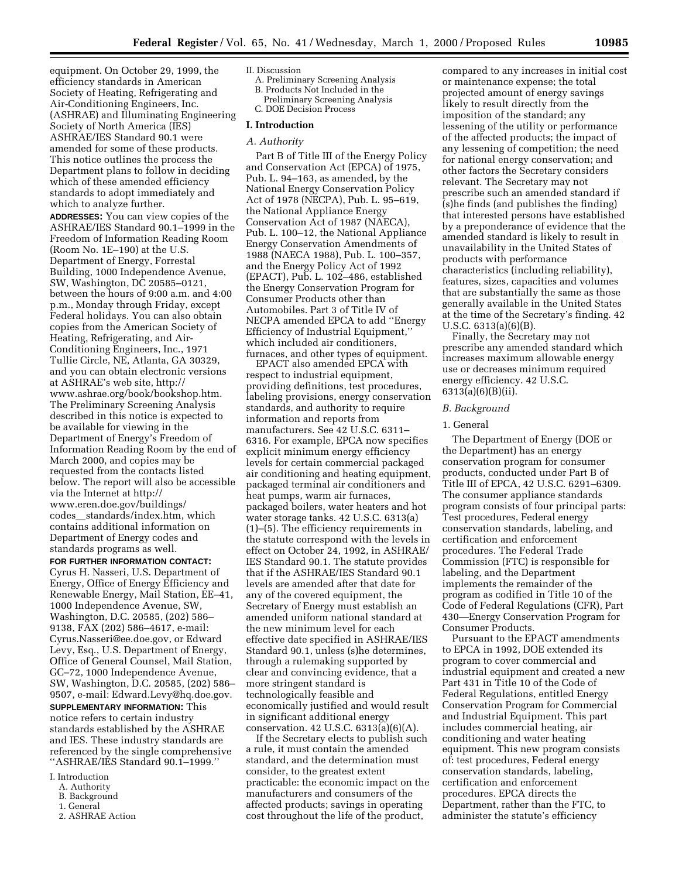equipment. On October 29, 1999, the efficiency standards in American Society of Heating, Refrigerating and Air-Conditioning Engineers, Inc. (ASHRAE) and Illuminating Engineering Society of North America (IES) ASHRAE/IES Standard 90.1 were amended for some of these products. This notice outlines the process the Department plans to follow in deciding which of these amended efficiency standards to adopt immediately and which to analyze further.

**ADDRESSES:** You can view copies of the ASHRAE/IES Standard 90.1–1999 in the Freedom of Information Reading Room (Room No. 1E–190) at the U.S. Department of Energy, Forrestal Building, 1000 Independence Avenue, SW, Washington, DC 20585–0121, between the hours of 9:00 a.m. and 4:00 p.m., Monday through Friday, except Federal holidays. You can also obtain copies from the American Society of Heating, Refrigerating, and Air-Conditioning Engineers, Inc., 1971 Tullie Circle, NE, Atlanta, GA 30329, and you can obtain electronic versions at ASHRAE's web site, http://www.ashrae.org/book/bookshop.htm. The Preliminary Screening Analysis described in this notice is expected to be available for viewing in the Department of Energy's Freedom of Information Reading Room by the end of March 2000, and copies may be requested from the contacts listed below. The report will also be accessible via the Internet at http://www.eren.doe.gov/buildings/codes_standards/index.htm, which contains additional information on Department of Energy codes and standards programs as well.

**FOR FURTHER INFORMATION CONTACT:** Cyrus H. Nasseri, U.S. Department of Energy, Office of Energy Efficiency and Renewable Energy, Mail Station, EE–41, 1000 Independence Avenue, SW, Washington, D.C. 20585, (202) 586–9138, FAX (202) 586–4617, e-mail: Cyrus.Nasseri@ee.doe.gov, or Edward Levy, Esq., U.S. Department of Energy, Office of General Counsel, Mail Station, GC–72, 1000 Independence Avenue, SW, Washington, D.C. 20585, (202) 586–9507, e-mail: Edward.Levy@hq.doe.gov.

**SUPPLEMENTARY INFORMATION:** This notice refers to certain industry standards established by the ASHRAE and IES. These industry standards are referenced by the single comprehensive ''ASHRAE/IES Standard 90.1–1999.''

I. Introduction
- A. Authority
- B. Background
  - 1. General
  - 2. ASHRAE Action

II. Discussion
- A. Preliminary Screening Analysis
- B. Products Not Included in the Preliminary Screening Analysis
- C. DOE Decision Process

## I. Introduction

### A. Authority

Part B of Title III of the Energy Policy and Conservation Act (EPCA) of 1975, Pub. L. 94–163, as amended, by the National Energy Conservation Policy Act of 1978 (NECPA), Pub. L. 95–619, the National Appliance Energy Conservation Act of 1987 (NAECA), Pub. L. 100–12, the National Appliance Energy Conservation Amendments of 1988 (NAECA 1988), Pub. L. 100–357, and the Energy Policy Act of 1992 (EPACT), Pub. L. 102–486, established the Energy Conservation Program for Consumer Products other than Automobiles. Part 3 of Title IV of NECPA amended EPCA to add ''Energy Efficiency of Industrial Equipment,'' which included air conditioners, furnaces, and other types of equipment.

EPACT also amended EPCA with respect to industrial equipment, providing definitions, test procedures, labeling provisions, energy conservation standards, and authority to require information and reports from manufacturers. See 42 U.S.C. 6311–6316. For example, EPCA now specifies explicit minimum energy efficiency levels for certain commercial packaged air conditioning and heating equipment, packaged terminal air conditioners and heat pumps, warm air furnaces, packaged boilers, water heaters and hot water storage tanks. 42 U.S.C. 6313(a)(1)–(5). The efficiency requirements in the statute correspond with the levels in effect on October 24, 1992, in ASHRAE/IES Standard 90.1. The statute provides that if the ASHRAE/IES Standard 90.1 levels are amended after that date for any of the covered equipment, the Secretary of Energy must establish an amended uniform national standard at the new minimum level for each effective date specified in ASHRAE/IES Standard 90.1, unless (s)he determines, through a rulemaking supported by clear and convincing evidence, that a more stringent standard is technologically feasible and economically justified and would result in significant additional energy conservation. 42 U.S.C. 6313(a)(6)(A).

If the Secretary elects to publish such a rule, it must contain the amended standard, and the determination must consider, to the greatest extent practicable: the economic impact on the manufacturers and consumers of the affected products; savings in operating cost throughout the life of the product, compared to any increases in initial cost or maintenance expense; the total projected amount of energy savings likely to result directly from the imposition of the standard; any lessening of the utility or performance of the affected products; the impact of any lessening of competition; the need for national energy conservation; and other factors the Secretary considers relevant. The Secretary may not prescribe such an amended standard if (s)he finds (and publishes the finding) that interested persons have established by a preponderance of evidence that the amended standard is likely to result in unavailability in the United States of products with performance characteristics (including reliability), features, sizes, capacities and volumes that are substantially the same as those generally available in the United States at the time of the Secretary's finding. 42 U.S.C. 6313(a)(6)(B).

Finally, the Secretary may not prescribe any amended standard which increases maximum allowable energy use or decreases minimum required energy efficiency. 42 U.S.C. 6313(a)(6)(B)(ii).

### B. Background

#### 1. General

The Department of Energy (DOE or the Department) has an energy conservation program for consumer products, conducted under Part B of Title III of EPCA, 42 U.S.C. 6291–6309. The consumer appliance standards program consists of four principal parts: Test procedures, Federal energy conservation standards, labeling, and certification and enforcement procedures. The Federal Trade Commission (FTC) is responsible for labeling, and the Department implements the remainder of the program as codified in Title 10 of the Code of Federal Regulations (CFR), Part 430—Energy Conservation Program for Consumer Products.

Pursuant to the EPACT amendments to EPCA in 1992, DOE extended its program to cover commercial and industrial equipment and created a new Part 431 in Title 10 of the Code of Federal Regulations, entitled Energy Conservation Program for Commercial and Industrial Equipment. This part includes commercial heating, air conditioning and water heating equipment. This new program consists of: test procedures, Federal energy conservation standards, labeling, certification and enforcement procedures. EPCA directs the Department, rather than the FTC, to administer the statute's efficiency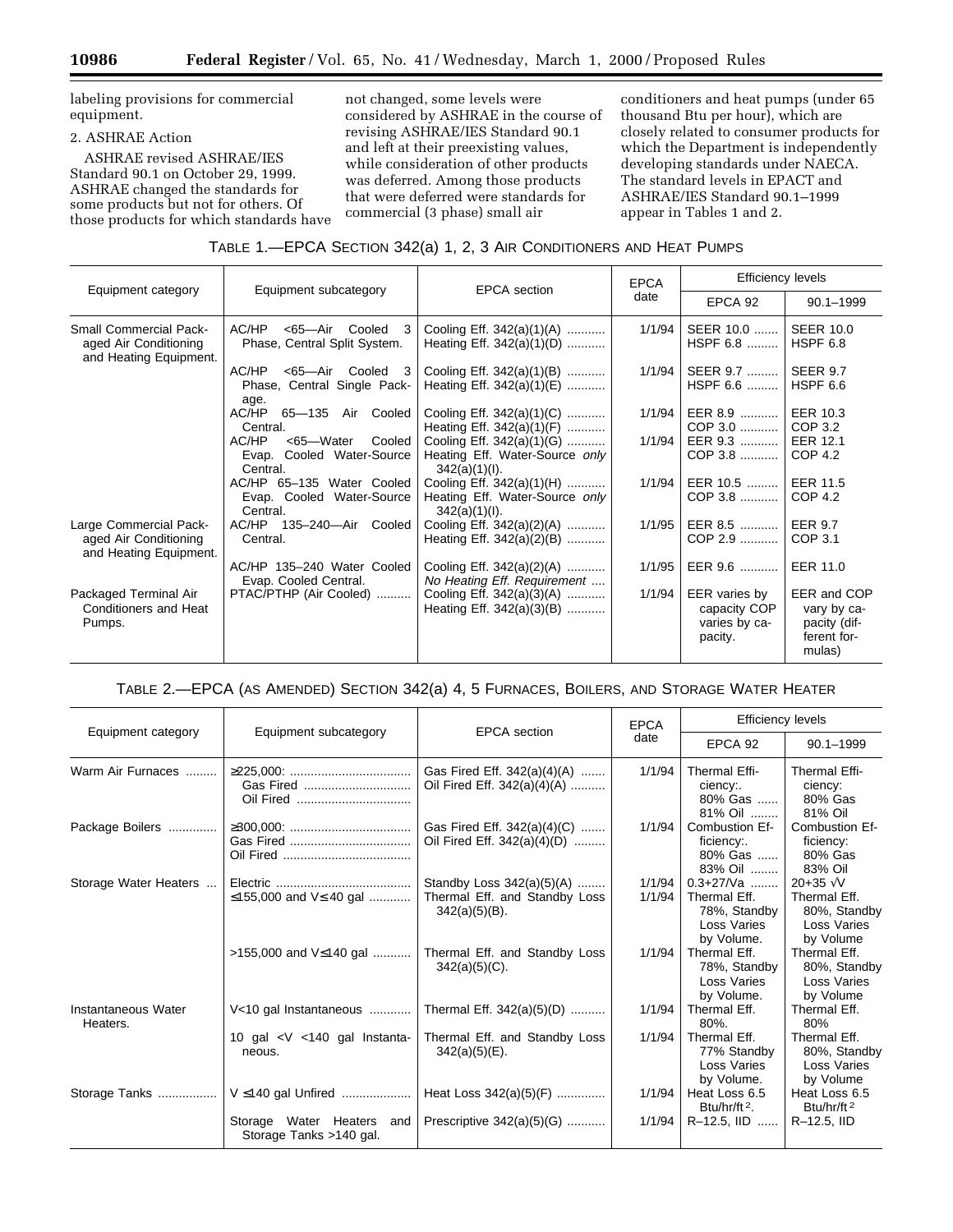labeling provisions for commercial equipment.

2. ASHRAE Action

ASHRAE revised ASHRAE/IES Standard 90.1 on October 29, 1999. ASHRAE changed the standards for some products but not for others. Of those products for which standards have not changed, some levels were considered by ASHRAE in the course of revising ASHRAE/IES Standard 90.1 and left at their preexisting values, while consideration of other products was deferred. Among those products that were deferred were standards for commercial (3 phase) small air conditioners and heat pumps (under 65 thousand Btu per hour), which are closely related to consumer products for which the Department is independently developing standards under NAECA. The standard levels in EPACT and ASHRAE/IES Standard 90.1–1999 appear in Tables 1 and 2.

TABLE 1.—EPCA SECTION 342(a) 1, 2, 3 AIR CONDITIONERS AND HEAT PUMPS

| Equipment category | Equipment subcategory | EPCA section | EPCA date | Efficiency levels | |
|---|---|---|---|---|---|
| | | | | EPCA 92 | 90.1–1999 |
| Small Commercial Packaged Air Conditioning and Heating Equipment. | AC/HP <65—Air Cooled 3 Phase, Central Split System. | Cooling Eff. 342(a)(1)(A) ........... Heating Eff. 342(a)(1)(D) ........... | 1/1/94 | SEER 10.0 ....... HSPF 6.8 ......... | SEER 10.0 HSPF 6.8 |
| | AC/HP <65—Air Cooled 3 Phase, Central Single Package. | Cooling Eff. 342(a)(1)(B) ........... Heating Eff. 342(a)(1)(E) ........... | 1/1/94 | SEER 9.7 ......... HSPF 6.6 ......... | SEER 9.7 HSPF 6.6 |
| | AC/HP 65—135 Air Cooled Central. | Cooling Eff. 342(a)(1)(C) ........... Heating Eff. 342(a)(1)(F) ........... | 1/1/94 | EER 8.9 ........... COP 3.0 ........... | EER 10.3 COP 3.2 |
| | AC/HP <65—Water Cooled Evap. Cooled Water-Source Central. | Cooling Eff. 342(a)(1)(G) ........... Heating Eff. Water-Source *only* 342(a)(1)(I). | 1/1/94 | EER 9.3 ........... COP 3.8 ........... | EER 12.1 COP 4.2 |
| | AC/HP 65–135 Water Cooled Evap. Cooled Water-Source Central. | Cooling Eff. 342(a)(1)(H) ........... Heating Eff. Water-Source *only* 342(a)(1)(I). | 1/1/94 | EER 10.5 ......... COP 3.8 ........... | EER 11.5 COP 4.2 |
| Large Commercial Packaged Air Conditioning and Heating Equipment. | AC/HP 135–240—Air Cooled Central. | Cooling Eff. 342(a)(2)(A) ........... Heating Eff. 342(a)(2)(B) ........... | 1/1/95 | EER 8.5 ........... COP 2.9 ........... | EER 9.7 COP 3.1 |
| | AC/HP 135–240 Water Cooled Evap. Cooled Central. | Cooling Eff. 342(a)(2)(A) ........... *No Heating Eff. Requirement* .... | 1/1/95 | EER 9.6 ........... | EER 11.0 |
| Packaged Terminal Air Conditioners and Heat Pumps. | PTAC/PTHP (Air Cooled) .......... | Cooling Eff. 342(a)(3)(A) ........... Heating Eff. 342(a)(3)(B) ........... | 1/1/94 | EER varies by capacity COP varies by capacity. | EER and COP vary by capacity (different formulas) |

TABLE 2.—EPCA (AS AMENDED) SECTION 342(a) 4, 5 FURNACES, BOILERS, AND STORAGE WATER HEATER

| Equipment category | Equipment subcategory | EPCA section | EPCA date | Efficiency levels | |
|---|---|---|---|---|---|
| | | | | EPCA 92 | 90.1–1999 |
| Warm Air Furnaces ......... | ≥225,000: .................................. Gas Fired .............................. Oil Fired ................................ | Gas Fired Eff. 342(a)(4)(A) ....... Oil Fired Eff. 342(a)(4)(A) .......... | 1/1/94 | Thermal Efficiency:. 80% Gas ...... 81% Oil ........ | Thermal Efficiency: 80% Gas 81% Oil |
| Package Boilers ............. | ≥300,000: .................................. Gas Fired .................................. Oil Fired .................................... | Gas Fired Eff. 342(a)(4)(C) ....... Oil Fired Eff. 342(a)(4)(D) ......... | 1/1/94 | Combustion Efficiency:. 80% Gas ...... 83% Oil ........ | Combustion Efficiency: 80% Gas 83% Oil |
| Storage Water Heaters ... | Electric ....................................... | Standby Loss 342(a)(5)(A) ........ | 1/1/94 | 0.3+27/Va ........ | 20+35 √V |
| | ≤155,000 and V≤40 gal ........... | Thermal Eff. and Standby Loss 342(a)(5)(B). | 1/1/94 | Thermal Eff. 78%, Standby Loss Varies by Volume. | Thermal Eff. 80%, Standby Loss Varies by Volume |
| | >155,000 and V≤140 gal .......... | Thermal Eff. and Standby Loss 342(a)(5)(C). | 1/1/94 | Thermal Eff. 78%, Standby Loss Varies by Volume. | Thermal Eff. 80%, Standby Loss Varies by Volume |
| Instantaneous Water Heaters. | V<10 gal Instantaneous ............ | Thermal Eff. 342(a)(5)(D) .......... | 1/1/94 | Thermal Eff. 80%. | Thermal Eff. 80% |
| | 10 gal <V <140 gal Instantaneous. | Thermal Eff. and Standby Loss 342(a)(5)(E). | 1/1/94 | Thermal Eff. 77% Standby Loss Varies by Volume. | Thermal Eff. 80%, Standby Loss Varies by Volume |
| Storage Tanks ................ | V ≤140 gal Unfired .................... | Heat Loss 342(a)(5)(F) ............. | 1/1/94 | Heat Loss 6.5 Btu/hr/ft$^2$. | Heat Loss 6.5 Btu/hr/ft$^2$ |
| | Storage Water Heaters and Storage Tanks >140 gal. | Prescriptive 342(a)(5)(G) ........... | 1/1/94 | R–12.5, IID ...... | R–12.5, IID |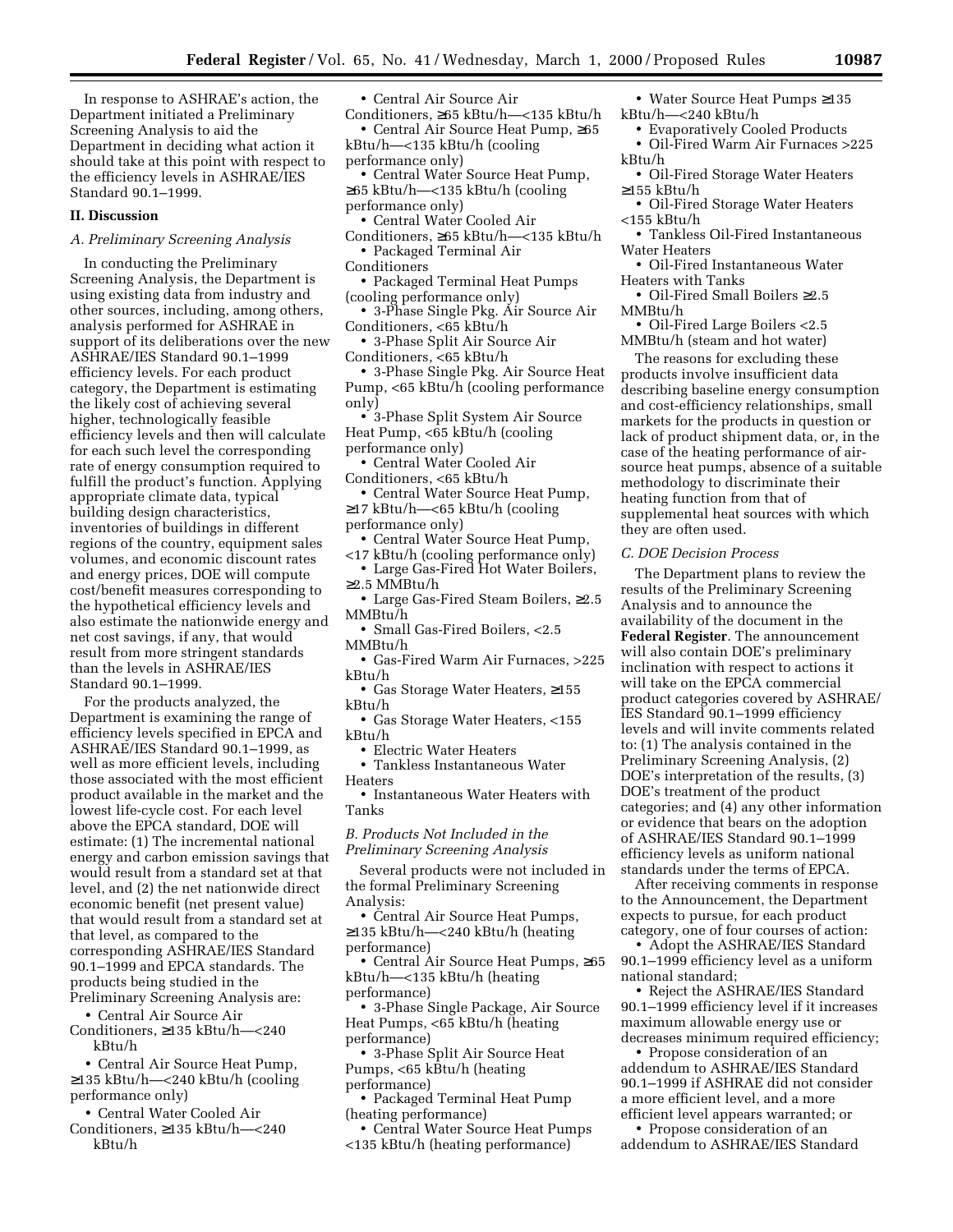In response to ASHRAE's action, the Department initiated a Preliminary Screening Analysis to aid the Department in deciding what action it should take at this point with respect to the efficiency levels in ASHRAE/IES Standard 90.1–1999.

## II. Discussion

### *A. Preliminary Screening Analysis*

In conducting the Preliminary Screening Analysis, the Department is using existing data from industry and other sources, including, among others, analysis performed for ASHRAE in support of its deliberations over the new ASHRAE/IES Standard 90.1–1999 efficiency levels. For each product category, the Department is estimating the likely cost of achieving several higher, technologically feasible efficiency levels and then will calculate for each such level the corresponding rate of energy consumption required to fulfill the product's function. Applying appropriate climate data, typical building design characteristics, inventories of buildings in different regions of the country, equipment sales volumes, and economic discount rates and energy prices, DOE will compute cost/benefit measures corresponding to the hypothetical efficiency levels and also estimate the nationwide energy and net cost savings, if any, that would result from more stringent standards than the levels in ASHRAE/IES Standard 90.1–1999.

For the products analyzed, the Department is examining the range of efficiency levels specified in EPCA and ASHRAE/IES Standard 90.1–1999, as well as more efficient levels, including those associated with the most efficient product available in the market and the lowest life-cycle cost. For each level above the EPCA standard, DOE will estimate: (1) The incremental national energy and carbon emission savings that would result from a standard set at that level, and (2) the net nationwide direct economic benefit (net present value) that would result from a standard set at that level, as compared to the corresponding ASHRAE/IES Standard 90.1–1999 and EPCA standards. The products being studied in the Preliminary Screening Analysis are:

- Central Air Source Air Conditioners, ≥135 kBtu/h—<240 kBtu/h
- Central Air Source Heat Pump, ≥135 kBtu/h—<240 kBtu/h (cooling performance only)
- Central Water Cooled Air Conditioners, ≥135 kBtu/h—<240 kBtu/h
- Central Air Source Air Conditioners, ≥65 kBtu/h—<135 kBtu/h
- Central Air Source Heat Pump, ≥65 kBtu/h—<135 kBtu/h (cooling performance only)
- Central Water Source Heat Pump, ≥65 kBtu/h—<135 kBtu/h (cooling performance only)
- Central Water Cooled Air Conditioners, ≥65 kBtu/h—<135 kBtu/h
- Packaged Terminal Air Conditioners
- Packaged Terminal Heat Pumps (cooling performance only)
- 3-Phase Single Pkg. Air Source Air Conditioners, <65 kBtu/h
- 3-Phase Split Air Source Air Conditioners, <65 kBtu/h
- 3-Phase Single Pkg. Air Source Heat Pump, <65 kBtu/h (cooling performance only)
- 3-Phase Split System Air Source Heat Pump, <65 kBtu/h (cooling performance only)
- Central Water Cooled Air Conditioners, <65 kBtu/h
- Central Water Source Heat Pump, ≥17 kBtu/h—<65 kBtu/h (cooling performance only)
- Central Water Source Heat Pump, <17 kBtu/h (cooling performance only)
- Large Gas-Fired Hot Water Boilers, ≥2.5 MMBtu/h
- Large Gas-Fired Steam Boilers, ≥2.5 MMBtu/h
- Small Gas-Fired Boilers, <2.5 MMBtu/h
- Gas-Fired Warm Air Furnaces, >225 kBtu/h
- Gas Storage Water Heaters, ≥155 kBtu/h
- Gas Storage Water Heaters, <155 kBtu/h
- Electric Water Heaters
- Tankless Instantaneous Water Heaters
- Instantaneous Water Heaters with Tanks

### *B. Products Not Included in the Preliminary Screening Analysis*

Several products were not included in the formal Preliminary Screening Analysis:

- Central Air Source Heat Pumps, ≥135 kBtu/h—<240 kBtu/h (heating performance)
- Central Air Source Heat Pumps, ≥65 kBtu/h—<135 kBtu/h (heating performance)
- 3-Phase Single Package, Air Source Heat Pumps, <65 kBtu/h (heating performance)
- 3-Phase Split Air Source Heat Pumps, <65 kBtu/h (heating performance)
- Packaged Terminal Heat Pump (heating performance)
- Central Water Source Heat Pumps <135 kBtu/h (heating performance)
- Water Source Heat Pumps ≥135 kBtu/h—<240 kBtu/h
- Evaporatively Cooled Products
- Oil-Fired Warm Air Furnaces >225 kBtu/h
- Oil-Fired Storage Water Heaters ≥155 kBtu/h
- Oil-Fired Storage Water Heaters <155 kBtu/h
- Tankless Oil-Fired Instantaneous Water Heaters
- Oil-Fired Instantaneous Water Heaters with Tanks
- Oil-Fired Small Boilers ≥2.5 MMBtu/h
- Oil-Fired Large Boilers <2.5 MMBtu/h (steam and hot water)

The reasons for excluding these products involve insufficient data describing baseline energy consumption and cost-efficiency relationships, small markets for the products in question or lack of product shipment data, or, in the case of the heating performance of air-source heat pumps, absence of a suitable methodology to discriminate their heating function from that of supplemental heat sources with which they are often used.

### *C. DOE Decision Process*

The Department plans to review the results of the Preliminary Screening Analysis and to announce the availability of the document in the **Federal Register**. The announcement will also contain DOE's preliminary inclination with respect to actions it will take on the EPCA commercial product categories covered by ASHRAE/IES Standard 90.1–1999 efficiency levels and will invite comments related to: (1) The analysis contained in the Preliminary Screening Analysis, (2) DOE's interpretation of the results, (3) DOE's treatment of the product categories; and (4) any other information or evidence that bears on the adoption of ASHRAE/IES Standard 90.1–1999 efficiency levels as uniform national standards under the terms of EPCA.

After receiving comments in response to the Announcement, the Department expects to pursue, for each product category, one of four courses of action:

- Adopt the ASHRAE/IES Standard 90.1–1999 efficiency level as a uniform national standard;
- Reject the ASHRAE/IES Standard 90.1–1999 efficiency level if it increases maximum allowable energy use or decreases minimum required efficiency;
- Propose consideration of an addendum to ASHRAE/IES Standard 90.1–1999 if ASHRAE did not consider a more efficient level, and a more efficient level appears warranted; or
- Propose consideration of an addendum to ASHRAE/IES Standard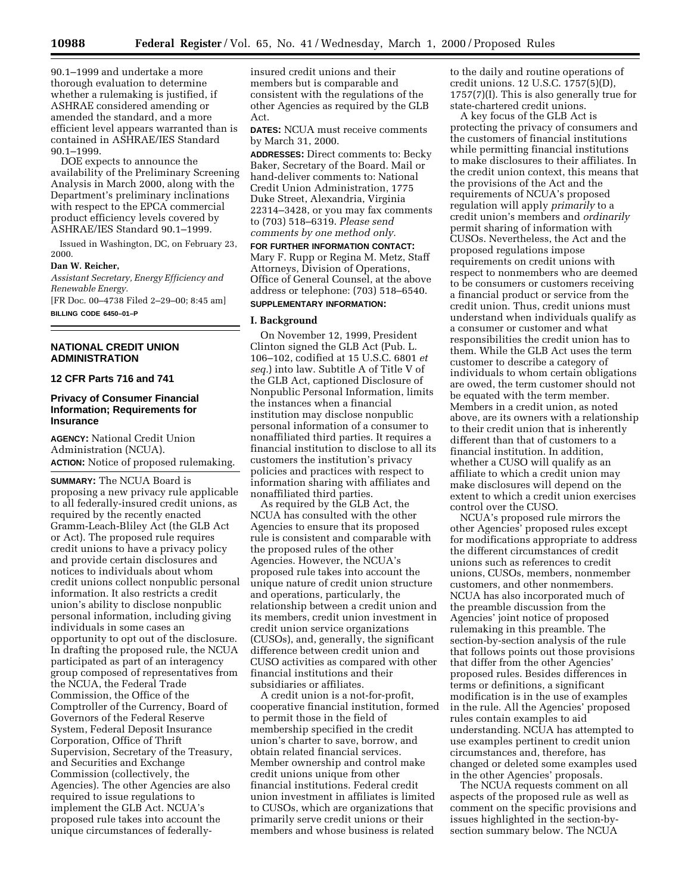90.1–1999 and undertake a more thorough evaluation to determine whether a rulemaking is justified, if ASHRAE considered amending or amended the standard, and a more efficient level appears warranted than is contained in ASHRAE/IES Standard 90.1–1999.

DOE expects to announce the availability of the Preliminary Screening Analysis in March 2000, along with the Department's preliminary inclinations with respect to the EPCA commercial product efficiency levels covered by ASHRAE/IES Standard 90.1–1999.

Issued in Washington, DC, on February 23, 2000.

**Dan W. Reicher,**

*Assistant Secretary, Energy Efficiency and Renewable Energy.*

[FR Doc. 00–4738 Filed 2–29–00; 8:45 am]

**BILLING CODE 6450–01–P**

---

## NATIONAL CREDIT UNION ADMINISTRATION

### 12 CFR Parts 716 and 741

### Privacy of Consumer Financial Information; Requirements for Insurance

**AGENCY:** National Credit Union Administration (NCUA).

**ACTION:** Notice of proposed rulemaking.

**SUMMARY:** The NCUA Board is proposing a new privacy rule applicable to all federally-insured credit unions, as required by the recently enacted Gramm-Leach-Bliley Act (the GLB Act or Act). The proposed rule requires credit unions to have a privacy policy and provide certain disclosures and notices to individuals about whom credit unions collect nonpublic personal information. It also restricts a credit union's ability to disclose nonpublic personal information, including giving individuals in some cases an opportunity to opt out of the disclosure. In drafting the proposed rule, the NCUA participated as part of an interagency group composed of representatives from the NCUA, the Federal Trade Commission, the Office of the Comptroller of the Currency, Board of Governors of the Federal Reserve System, Federal Deposit Insurance Corporation, Office of Thrift Supervision, Secretary of the Treasury, and Securities and Exchange Commission (collectively, the Agencies). The other Agencies are also required to issue regulations to implement the GLB Act. NCUA's proposed rule takes into account the unique circumstances of federally-insured credit unions and their members but is comparable and consistent with the regulations of the other Agencies as required by the GLB Act.

**DATES:** NCUA must receive comments by March 31, 2000.

**ADDRESSES:** Direct comments to: Becky Baker, Secretary of the Board. Mail or hand-deliver comments to: National Credit Union Administration, 1775 Duke Street, Alexandria, Virginia 22314–3428, or you may fax comments to (703) 518–6319. *Please send comments by one method only.*

**FOR FURTHER INFORMATION CONTACT:** Mary F. Rupp or Regina M. Metz, Staff Attorneys, Division of Operations, Office of General Counsel, at the above address or telephone: (703) 518–6540.

**SUPPLEMENTARY INFORMATION:**

#### I. Background

On November 12, 1999, President Clinton signed the GLB Act (Pub. L. 106–102, codified at 15 U.S.C. 6801 *et seq.*) into law. Subtitle A of Title V of the GLB Act, captioned Disclosure of Nonpublic Personal Information, limits the instances when a financial institution may disclose nonpublic personal information of a consumer to nonaffiliated third parties. It requires a financial institution to disclose to all its customers the institution's privacy policies and practices with respect to information sharing with affiliates and nonaffiliated third parties.

As required by the GLB Act, the NCUA has consulted with the other Agencies to ensure that its proposed rule is consistent and comparable with the proposed rules of the other Agencies. However, the NCUA's proposed rule takes into account the unique nature of credit union structure and operations, particularly, the relationship between a credit union and its members, credit union investment in credit union service organizations (CUSOs), and, generally, the significant difference between credit union and CUSO activities as compared with other financial institutions and their subsidiaries or affiliates.

A credit union is a not-for-profit, cooperative financial institution, formed to permit those in the field of membership specified in the credit union's charter to save, borrow, and obtain related financial services. Member ownership and control make credit unions unique from other financial institutions. Federal credit union investment in affiliates is limited to CUSOs, which are organizations that primarily serve credit unions or their members and whose business is related to the daily and routine operations of credit unions. 12 U.S.C. 1757(5)(D), 1757(7)(I). This is also generally true for state-chartered credit unions.

A key focus of the GLB Act is protecting the privacy of consumers and the customers of financial institutions while permitting financial institutions to make disclosures to their affiliates. In the credit union context, this means that the provisions of the Act and the requirements of NCUA's proposed regulation will apply *primarily* to a credit union's members and *ordinarily* permit sharing of information with CUSOs. Nevertheless, the Act and the proposed regulations impose requirements on credit unions with respect to nonmembers who are deemed to be consumers or customers receiving a financial product or service from the credit union. Thus, credit unions must understand when individuals qualify as a consumer or customer and what responsibilities the credit union has to them. While the GLB Act uses the term customer to describe a category of individuals to whom certain obligations are owed, the term customer should not be equated with the term member. Members in a credit union, as noted above, are its owners with a relationship to their credit union that is inherently different than that of customers to a financial institution. In addition, whether a CUSO will qualify as an affiliate to which a credit union may make disclosures will depend on the extent to which a credit union exercises control over the CUSO.

NCUA's proposed rule mirrors the other Agencies' proposed rules except for modifications appropriate to address the different circumstances of credit unions such as references to credit unions, CUSOs, members, nonmember customers, and other nonmembers. NCUA has also incorporated much of the preamble discussion from the Agencies' joint notice of proposed rulemaking in this preamble. The section-by-section analysis of the rule that follows points out those provisions that differ from the other Agencies' proposed rules. Besides differences in terms or definitions, a significant modification is in the use of examples in the rule. All the Agencies' proposed rules contain examples to aid understanding. NCUA has attempted to use examples pertinent to credit union circumstances and, therefore, has changed or deleted some examples used in the other Agencies' proposals.

The NCUA requests comment on all aspects of the proposed rule as well as comment on the specific provisions and issues highlighted in the section-by-section summary below. The NCUA